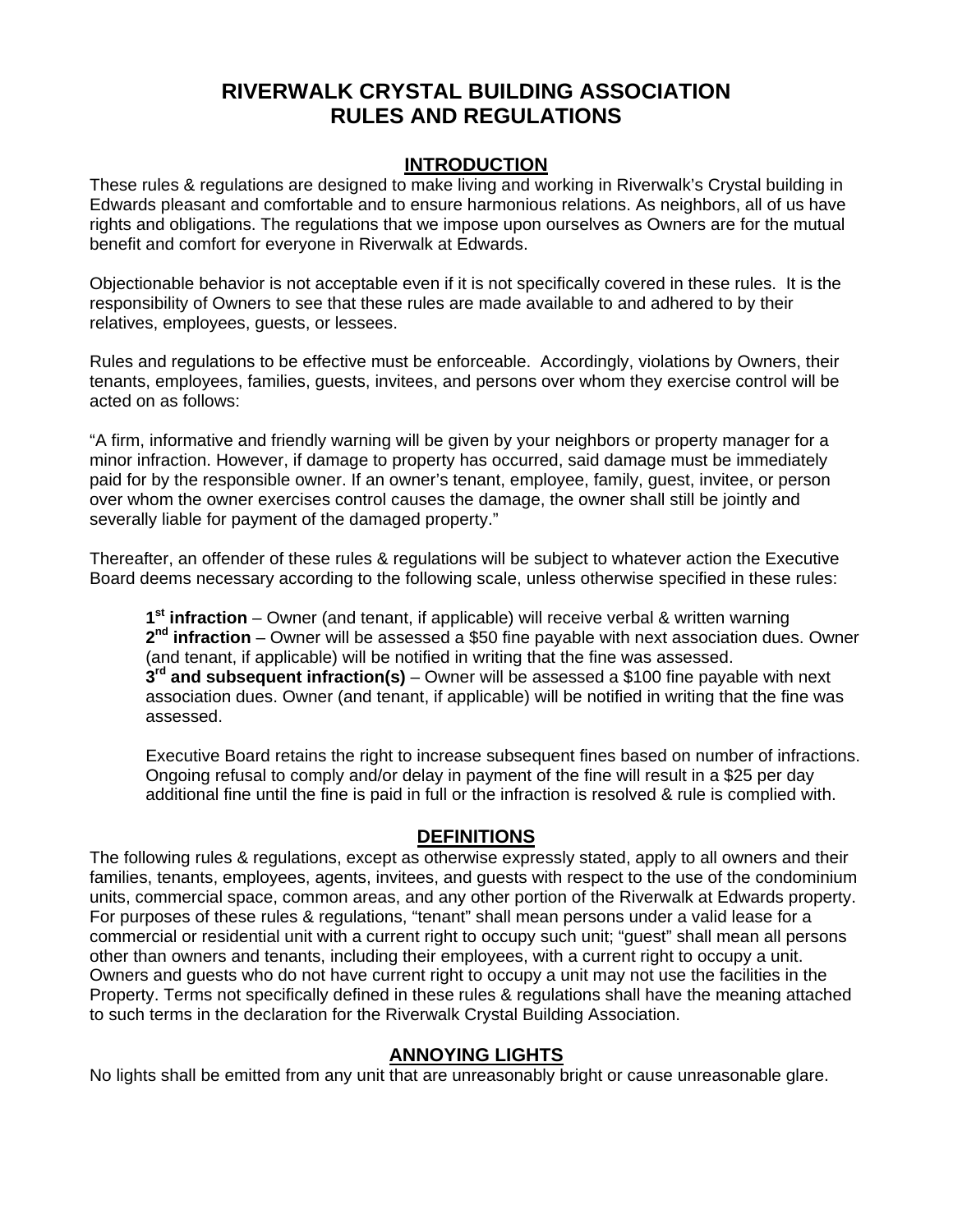# RIVERWALK CRYSTAL BUILDING ASSOCIATION
# RULES AND REGULATIONS

## INTRODUCTION

These rules & regulations are designed to make living and working in Riverwalk's Crystal building in Edwards pleasant and comfortable and to ensure harmonious relations. As neighbors, all of us have rights and obligations. The regulations that we impose upon ourselves as Owners are for the mutual benefit and comfort for everyone in Riverwalk at Edwards.

Objectionable behavior is not acceptable even if it is not specifically covered in these rules. It is the responsibility of Owners to see that these rules are made available to and adhered to by their relatives, employees, guests, or lessees.

Rules and regulations to be effective must be enforceable. Accordingly, violations by Owners, their tenants, employees, families, guests, invitees, and persons over whom they exercise control will be acted on as follows:

"A firm, informative and friendly warning will be given by your neighbors or property manager for a minor infraction. However, if damage to property has occurred, said damage must be immediately paid for by the responsible owner. If an owner's tenant, employee, family, guest, invitee, or person over whom the owner exercises control causes the damage, the owner shall still be jointly and severally liable for payment of the damaged property."

Thereafter, an offender of these rules & regulations will be subject to whatever action the Executive Board deems necessary according to the following scale, unless otherwise specified in these rules:

**1st infraction** – Owner (and tenant, if applicable) will receive verbal & written warning
**2nd infraction** – Owner will be assessed a $50 fine payable with next association dues. Owner (and tenant, if applicable) will be notified in writing that the fine was assessed.
**3rd and subsequent infraction(s)** – Owner will be assessed a $100 fine payable with next association dues. Owner (and tenant, if applicable) will be notified in writing that the fine was assessed.

Executive Board retains the right to increase subsequent fines based on number of infractions. Ongoing refusal to comply and/or delay in payment of the fine will result in a $25 per day additional fine until the fine is paid in full or the infraction is resolved & rule is complied with.

## DEFINITIONS

The following rules & regulations, except as otherwise expressly stated, apply to all owners and their families, tenants, employees, agents, invitees, and guests with respect to the use of the condominium units, commercial space, common areas, and any other portion of the Riverwalk at Edwards property. For purposes of these rules & regulations, "tenant" shall mean persons under a valid lease for a commercial or residential unit with a current right to occupy such unit; "guest" shall mean all persons other than owners and tenants, including their employees, with a current right to occupy a unit. Owners and guests who do not have current right to occupy a unit may not use the facilities in the Property. Terms not specifically defined in these rules & regulations shall have the meaning attached to such terms in the declaration for the Riverwalk Crystal Building Association.

## ANNOYING LIGHTS

No lights shall be emitted from any unit that are unreasonably bright or cause unreasonable glare.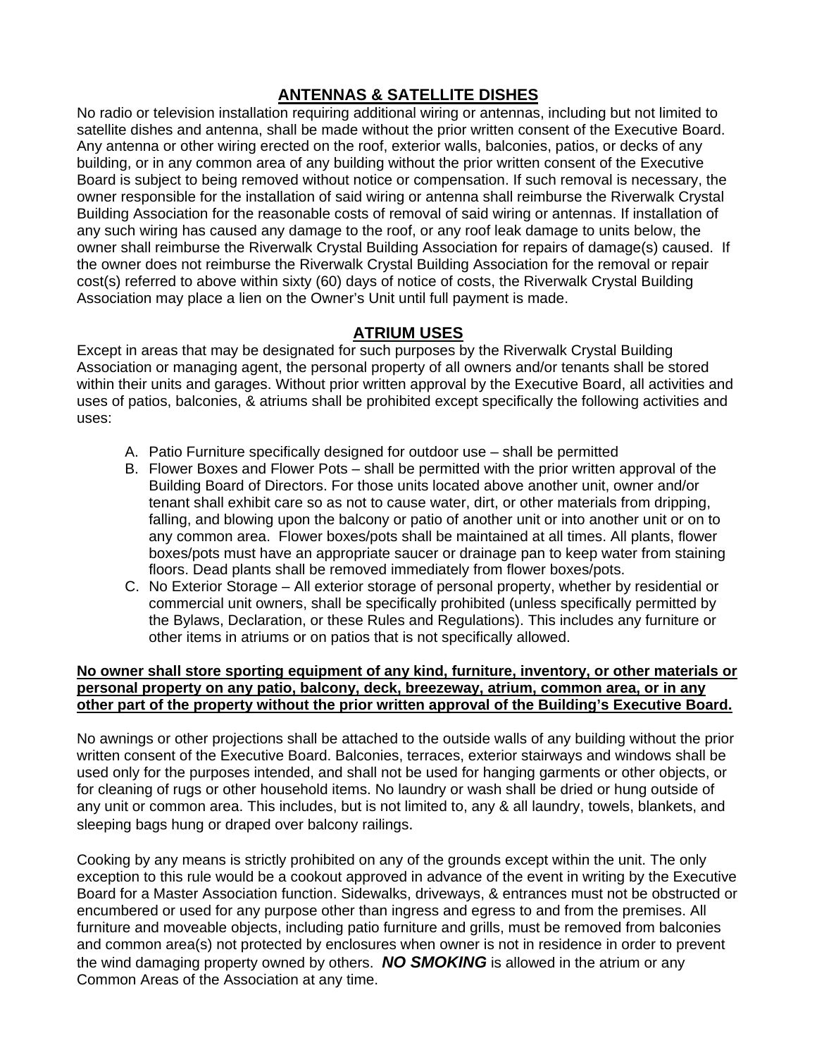## ANTENNAS & SATELLITE DISHES

No radio or television installation requiring additional wiring or antennas, including but not limited to satellite dishes and antenna, shall be made without the prior written consent of the Executive Board. Any antenna or other wiring erected on the roof, exterior walls, balconies, patios, or decks of any building, or in any common area of any building without the prior written consent of the Executive Board is subject to being removed without notice or compensation. If such removal is necessary, the owner responsible for the installation of said wiring or antenna shall reimburse the Riverwalk Crystal Building Association for the reasonable costs of removal of said wiring or antennas. If installation of any such wiring has caused any damage to the roof, or any roof leak damage to units below, the owner shall reimburse the Riverwalk Crystal Building Association for repairs of damage(s) caused. If the owner does not reimburse the Riverwalk Crystal Building Association for the removal or repair cost(s) referred to above within sixty (60) days of notice of costs, the Riverwalk Crystal Building Association may place a lien on the Owner's Unit until full payment is made.

## ATRIUM USES

Except in areas that may be designated for such purposes by the Riverwalk Crystal Building Association or managing agent, the personal property of all owners and/or tenants shall be stored within their units and garages. Without prior written approval by the Executive Board, all activities and uses of patios, balconies, & atriums shall be prohibited except specifically the following activities and uses:

A. Patio Furniture specifically designed for outdoor use – shall be permitted
B. Flower Boxes and Flower Pots – shall be permitted with the prior written approval of the Building Board of Directors. For those units located above another unit, owner and/or tenant shall exhibit care so as not to cause water, dirt, or other materials from dripping, falling, and blowing upon the balcony or patio of another unit or into another unit or on to any common area. Flower boxes/pots shall be maintained at all times. All plants, flower boxes/pots must have an appropriate saucer or drainage pan to keep water from staining floors. Dead plants shall be removed immediately from flower boxes/pots.
C. No Exterior Storage – All exterior storage of personal property, whether by residential or commercial unit owners, shall be specifically prohibited (unless specifically permitted by the Bylaws, Declaration, or these Rules and Regulations). This includes any furniture or other items in atriums or on patios that is not specifically allowed.

**No owner shall store sporting equipment of any kind, furniture, inventory, or other materials or personal property on any patio, balcony, deck, breezeway, atrium, common area, or in any other part of the property without the prior written approval of the Building's Executive Board.**

No awnings or other projections shall be attached to the outside walls of any building without the prior written consent of the Executive Board. Balconies, terraces, exterior stairways and windows shall be used only for the purposes intended, and shall not be used for hanging garments or other objects, or for cleaning of rugs or other household items. No laundry or wash shall be dried or hung outside of any unit or common area. This includes, but is not limited to, any & all laundry, towels, blankets, and sleeping bags hung or draped over balcony railings.

Cooking by any means is strictly prohibited on any of the grounds except within the unit. The only exception to this rule would be a cookout approved in advance of the event in writing by the Executive Board for a Master Association function. Sidewalks, driveways, & entrances must not be obstructed or encumbered or used for any purpose other than ingress and egress to and from the premises. All furniture and moveable objects, including patio furniture and grills, must be removed from balconies and common area(s) not protected by enclosures when owner is not in residence in order to prevent the wind damaging property owned by others. ***NO SMOKING*** is allowed in the atrium or any Common Areas of the Association at any time.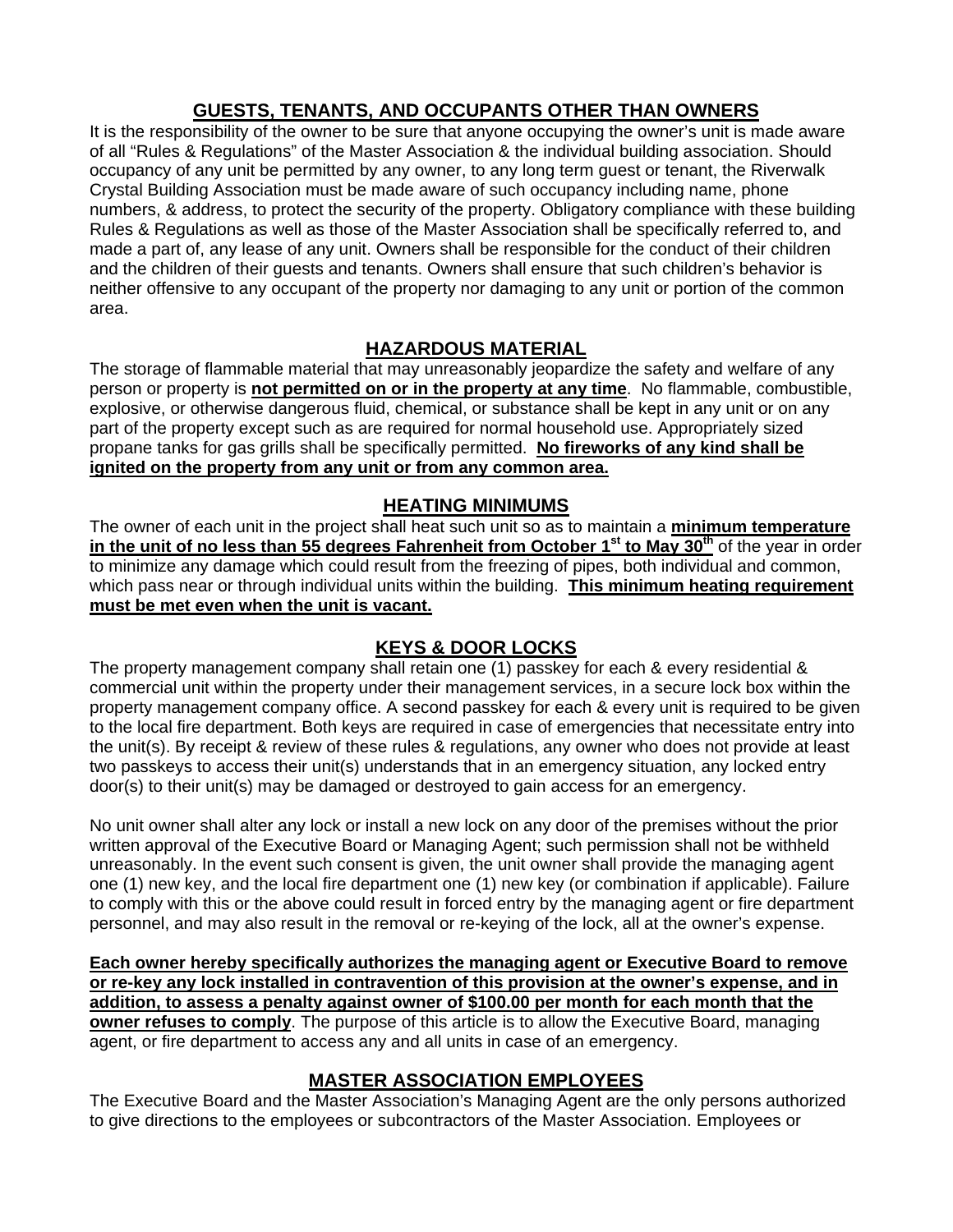## GUESTS, TENANTS, AND OCCUPANTS OTHER THAN OWNERS

It is the responsibility of the owner to be sure that anyone occupying the owner's unit is made aware of all "Rules & Regulations" of the Master Association & the individual building association. Should occupancy of any unit be permitted by any owner, to any long term guest or tenant, the Riverwalk Crystal Building Association must be made aware of such occupancy including name, phone numbers, & address, to protect the security of the property. Obligatory compliance with these building Rules & Regulations as well as those of the Master Association shall be specifically referred to, and made a part of, any lease of any unit. Owners shall be responsible for the conduct of their children and the children of their guests and tenants. Owners shall ensure that such children's behavior is neither offensive to any occupant of the property nor damaging to any unit or portion of the common area.

## HAZARDOUS MATERIAL

The storage of flammable material that may unreasonably jeopardize the safety and welfare of any person or property is **not permitted on or in the property at any time**. No flammable, combustible, explosive, or otherwise dangerous fluid, chemical, or substance shall be kept in any unit or on any part of the property except such as are required for normal household use. Appropriately sized propane tanks for gas grills shall be specifically permitted. **No fireworks of any kind shall be ignited on the property from any unit or from any common area.**

## HEATING MINIMUMS

The owner of each unit in the project shall heat such unit so as to maintain a **minimum temperature in the unit of no less than 55 degrees Fahrenheit from October 1st to May 30th** of the year in order to minimize any damage which could result from the freezing of pipes, both individual and common, which pass near or through individual units within the building. **This minimum heating requirement must be met even when the unit is vacant.**

## KEYS & DOOR LOCKS

The property management company shall retain one (1) passkey for each & every residential & commercial unit within the property under their management services, in a secure lock box within the property management company office. A second passkey for each & every unit is required to be given to the local fire department. Both keys are required in case of emergencies that necessitate entry into the unit(s). By receipt & review of these rules & regulations, any owner who does not provide at least two passkeys to access their unit(s) understands that in an emergency situation, any locked entry door(s) to their unit(s) may be damaged or destroyed to gain access for an emergency.

No unit owner shall alter any lock or install a new lock on any door of the premises without the prior written approval of the Executive Board or Managing Agent; such permission shall not be withheld unreasonably. In the event such consent is given, the unit owner shall provide the managing agent one (1) new key, and the local fire department one (1) new key (or combination if applicable). Failure to comply with this or the above could result in forced entry by the managing agent or fire department personnel, and may also result in the removal or re-keying of the lock, all at the owner's expense.

**Each owner hereby specifically authorizes the managing agent or Executive Board to remove or re-key any lock installed in contravention of this provision at the owner's expense, and in addition, to assess a penalty against owner of $100.00 per month for each month that the owner refuses to comply**. The purpose of this article is to allow the Executive Board, managing agent, or fire department to access any and all units in case of an emergency.

## MASTER ASSOCIATION EMPLOYEES

The Executive Board and the Master Association's Managing Agent are the only persons authorized to give directions to the employees or subcontractors of the Master Association. Employees or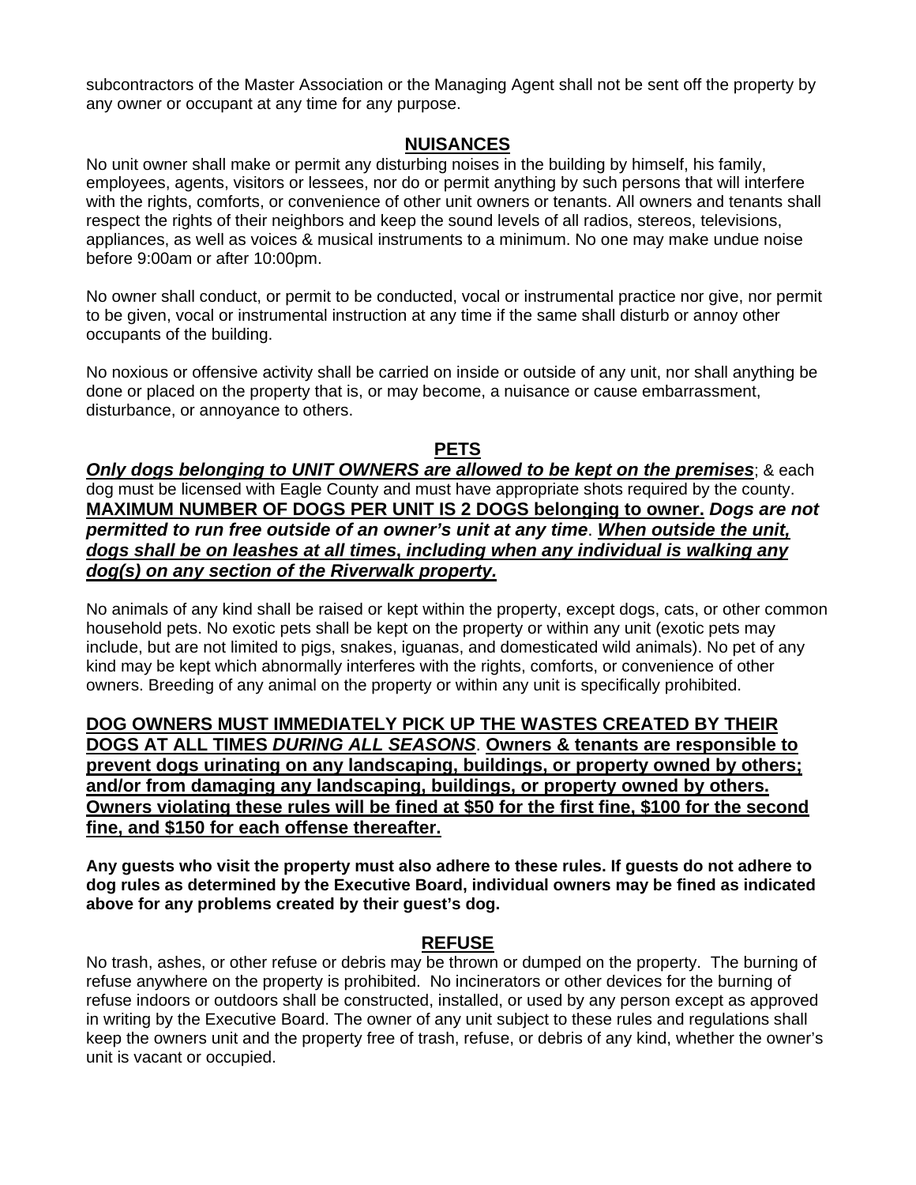subcontractors of the Master Association or the Managing Agent shall not be sent off the property by any owner or occupant at any time for any purpose.

## NUISANCES

No unit owner shall make or permit any disturbing noises in the building by himself, his family, employees, agents, visitors or lessees, nor do or permit anything by such persons that will interfere with the rights, comforts, or convenience of other unit owners or tenants. All owners and tenants shall respect the rights of their neighbors and keep the sound levels of all radios, stereos, televisions, appliances, as well as voices & musical instruments to a minimum. No one may make undue noise before 9:00am or after 10:00pm.

No owner shall conduct, or permit to be conducted, vocal or instrumental practice nor give, nor permit to be given, vocal or instrumental instruction at any time if the same shall disturb or annoy other occupants of the building.

No noxious or offensive activity shall be carried on inside or outside of any unit, nor shall anything be done or placed on the property that is, or may become, a nuisance or cause embarrassment, disturbance, or annoyance to others.

## PETS

***Only dogs belonging to UNIT OWNERS are allowed to be kept on the premises***; & each dog must be licensed with Eagle County and must have appropriate shots required by the county. **MAXIMUM NUMBER OF DOGS PER UNIT IS 2 DOGS belonging to owner.** ***Dogs are not permitted to run free outside of an owner's unit at any time***. ***When outside the unit, dogs shall be on leashes at all times, including when any individual is walking any dog(s) on any section of the Riverwalk property.***

No animals of any kind shall be raised or kept within the property, except dogs, cats, or other common household pets. No exotic pets shall be kept on the property or within any unit (exotic pets may include, but are not limited to pigs, snakes, iguanas, and domesticated wild animals). No pet of any kind may be kept which abnormally interferes with the rights, comforts, or convenience of other owners. Breeding of any animal on the property or within any unit is specifically prohibited.

**DOG OWNERS MUST IMMEDIATELY PICK UP THE WASTES CREATED BY THEIR DOGS AT ALL TIMES *DURING ALL SEASONS*. Owners & tenants are responsible to prevent dogs urinating on any landscaping, buildings, or property owned by others; and/or from damaging any landscaping, buildings, or property owned by others. Owners violating these rules will be fined at $50 for the first fine, $100 for the second fine, and $150 for each offense thereafter.**

**Any guests who visit the property must also adhere to these rules. If guests do not adhere to dog rules as determined by the Executive Board, individual owners may be fined as indicated above for any problems created by their guest's dog.**

## REFUSE

No trash, ashes, or other refuse or debris may be thrown or dumped on the property. The burning of refuse anywhere on the property is prohibited. No incinerators or other devices for the burning of refuse indoors or outdoors shall be constructed, installed, or used by any person except as approved in writing by the Executive Board. The owner of any unit subject to these rules and regulations shall keep the owners unit and the property free of trash, refuse, or debris of any kind, whether the owner's unit is vacant or occupied.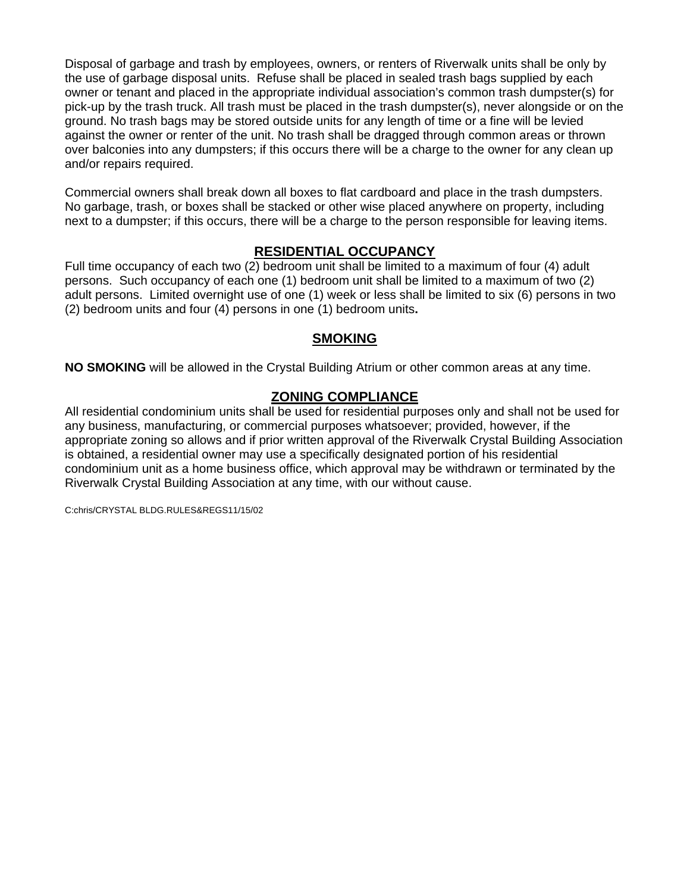Disposal of garbage and trash by employees, owners, or renters of Riverwalk units shall be only by the use of garbage disposal units. Refuse shall be placed in sealed trash bags supplied by each owner or tenant and placed in the appropriate individual association's common trash dumpster(s) for pick-up by the trash truck. All trash must be placed in the trash dumpster(s), never alongside or on the ground. No trash bags may be stored outside units for any length of time or a fine will be levied against the owner or renter of the unit. No trash shall be dragged through common areas or thrown over balconies into any dumpsters; if this occurs there will be a charge to the owner for any clean up and/or repairs required.

Commercial owners shall break down all boxes to flat cardboard and place in the trash dumpsters. No garbage, trash, or boxes shall be stacked or other wise placed anywhere on property, including next to a dumpster; if this occurs, there will be a charge to the person responsible for leaving items.

## RESIDENTIAL OCCUPANCY

Full time occupancy of each two (2) bedroom unit shall be limited to a maximum of four (4) adult persons. Such occupancy of each one (1) bedroom unit shall be limited to a maximum of two (2) adult persons. Limited overnight use of one (1) week or less shall be limited to six (6) persons in two (2) bedroom units and four (4) persons in one (1) bedroom units**.**

## SMOKING

**NO SMOKING** will be allowed in the Crystal Building Atrium or other common areas at any time.

## ZONING COMPLIANCE

All residential condominium units shall be used for residential purposes only and shall not be used for any business, manufacturing, or commercial purposes whatsoever; provided, however, if the appropriate zoning so allows and if prior written approval of the Riverwalk Crystal Building Association is obtained, a residential owner may use a specifically designated portion of his residential condominium unit as a home business office, which approval may be withdrawn or terminated by the Riverwalk Crystal Building Association at any time, with our without cause.

C:chris/CRYSTAL BLDG.RULES&REGS11/15/02